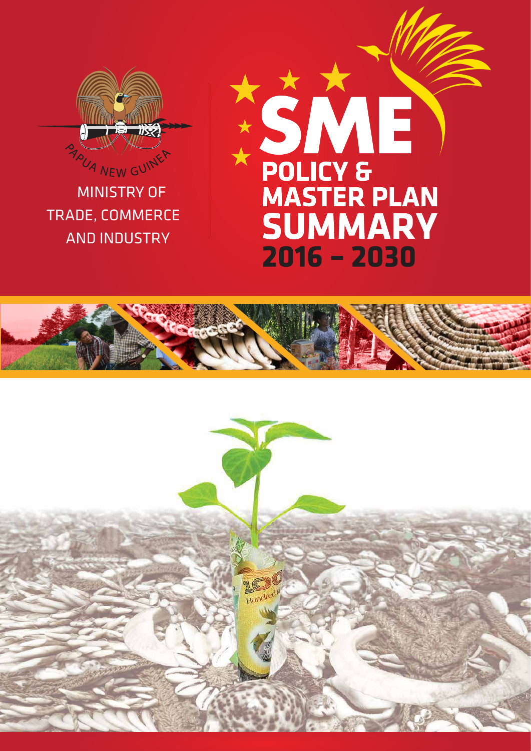PAPUA NEW GUINEA

MINISTRY OF TRADE, COMMERCE AND INDUSTRY

# SME POLICY & MASTER PLAN SUMMARY 2016 – 2030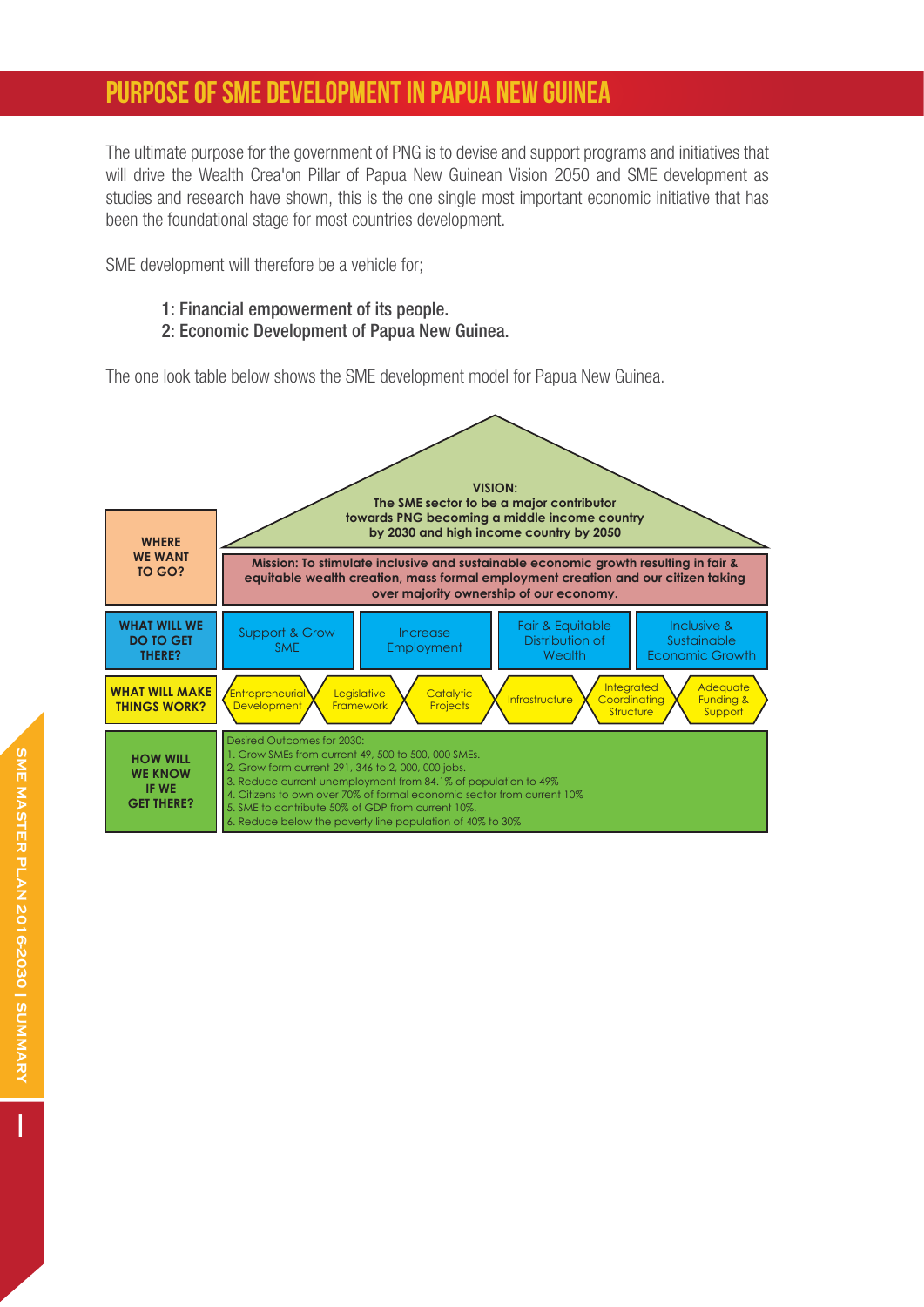# PURPOSE OF SME DEVELOPMENT IN PAPUA NEW GUINEA

The ultimate purpose for the government of PNG is to devise and support programs and initiatives that will drive the Wealth Crea'on Pillar of Papua New Guinean Vision 2050 and SME development as studies and research have shown, this is the one single most important economic initiative that has been the foundational stage for most countries development.

SME development will therefore be a vehicle for;

1: Financial empowerment of its people.
2: Economic Development of Papua New Guinea.

The one look table below shows the SME development model for Papua New Guinea.

| | |
|---|---|
| **WHERE WE WANT TO GO?** | **VISION: The SME sector to be a major contributor towards PNG becoming a middle income country by 2030 and high income country by 2050**<br><br>**Mission: To stimulate inclusive and sustainable economic growth resulting in fair & equitable wealth creation, mass formal employment creation and our citizen taking over majority ownership of our economy.** |
| **WHAT WILL WE DO TO GET THERE?** | Support & Grow SME · Increase Employment · Fair & Equitable Distribution of Wealth · Inclusive & Sustainable Economic Growth |
| **WHAT WILL MAKE THINGS WORK?** | Entrepreneurial Development · Legislative Framework · Catalytic Projects · Infrastructure · Integrated Coordinating Structure · Adequate Funding & Support |
| **HOW WILL WE KNOW IF WE GET THERE?** | Desired Outcomes for 2030:<br>1. Grow SMEs from current 49, 500 to 500, 000 SMEs.<br>2. Grow form current 291, 346 to 2, 000, 000 jobs.<br>3. Reduce current unemployment from 84.1% of population to 49%<br>4. Citizens to own over 70% of formal economic sector from current 10%<br>5. SME to contribute 50% of GDP from current 10%.<br>6. Reduce below the poverty line population of 40% to 30% |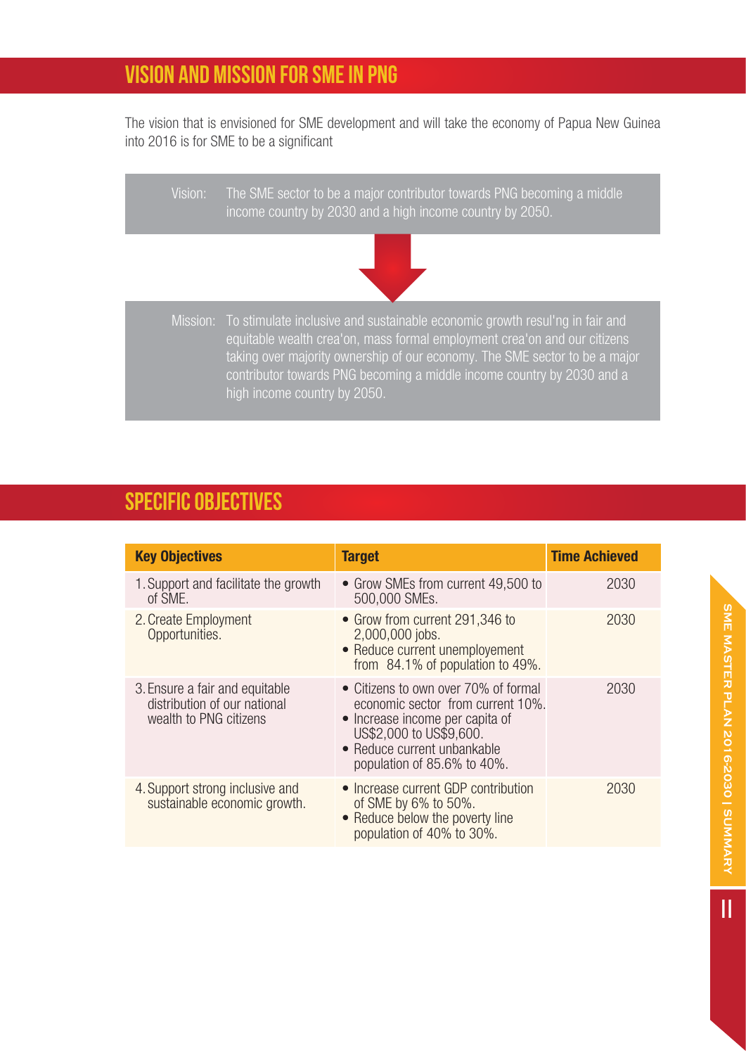## VISION AND MISSION FOR SME IN PNG

The vision that is envisioned for SME development and will take the economy of Papua New Guinea into 2016 is for SME to be a significant

Vision: The SME sector to be a major contributor towards PNG becoming a middle income country by 2030 and a high income country by 2050.

Mission: To stimulate inclusive and sustainable economic growth resul'ng in fair and equitable wealth crea'on, mass formal employment crea'on and our citizens taking over majority ownership of our economy. The SME sector to be a major contributor towards PNG becoming a middle income country by 2030 and a high income country by 2050.

## SPECIFIC OBJECTIVES

| Key Objectives | Target | Time Achieved |
|---|---|---|
| 1. Support and facilitate the growth of SME. | • Grow SMEs from current 49,500 to 500,000 SMEs. | 2030 |
| 2. Create Employment Opportunities. | • Grow from current 291,346 to 2,000,000 jobs.<br>• Reduce current unemployement from 84.1% of population to 49%. | 2030 |
| 3. Ensure a fair and equitable distribution of our national wealth to PNG citizens | • Citizens to own over 70% of formal economic sector from current 10%.<br>• Increase income per capita of US$2,000 to US$9,600.<br>• Reduce current unbankable population of 85.6% to 40%. | 2030 |
| 4. Support strong inclusive and sustainable economic growth. | • Increase current GDP contribution of SME by 6% to 50%.<br>• Reduce below the poverty line population of 40% to 30%. | 2030 |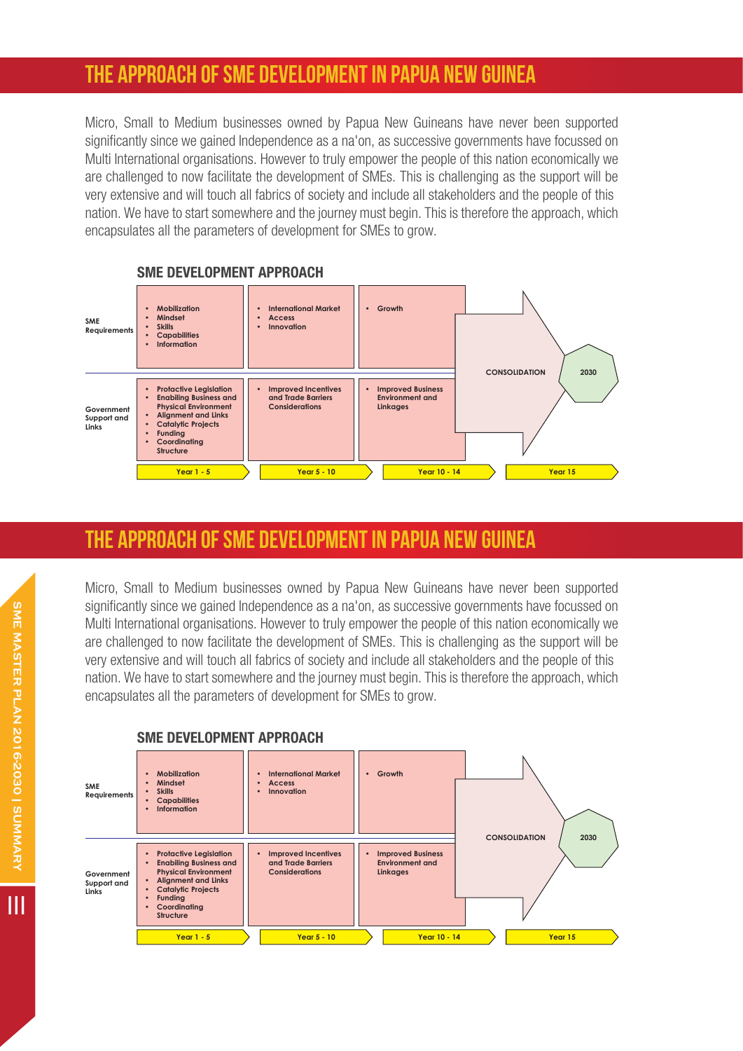# THE APPROACH OF SME DEVELOPMENT IN PAPUA NEW GUINEA

Micro, Small to Medium businesses owned by Papua New Guineans have never been supported significantly since we gained Independence as a na'on, as successive governments have focussed on Multi International organisations. However to truly empower the people of this nation economically we are challenged to now facilitate the development of SMEs. This is challenging as the support will be very extensive and will touch all fabrics of society and include all stakeholders and the people of this nation. We have to start somewhere and the journey must begin. This is therefore the approach, which encapsulates all the parameters of development for SMEs to grow.

## SME DEVELOPMENT APPROACH

| | Year 1 - 5 | Year 5 - 10 | Year 10 - 14 | Year 15 |
|---|---|---|---|---|
| SME Requirements | • Mobilization<br>• Mindset<br>• Skills<br>• Capabilities<br>• Information | • International Market<br>• Access<br>• Innovation | • Growth | CONSOLIDATION → 2030 |
| Government Support and Links | • Protactive Legislation<br>• Enabling Business and Physical Environment<br>• Alignment and Links<br>• Catalytic Projects<br>• Funding<br>• Coordinating Structure | • Improved Incentives and Trade Barriers Considerations | • Improved Business Environment and Linkages | |

# THE APPROACH OF SME DEVELOPMENT IN PAPUA NEW GUINEA

Micro, Small to Medium businesses owned by Papua New Guineans have never been supported significantly since we gained Independence as a na'on, as successive governments have focussed on Multi International organisations. However to truly empower the people of this nation economically we are challenged to now facilitate the development of SMEs. This is challenging as the support will be very extensive and will touch all fabrics of society and include all stakeholders and the people of this nation. We have to start somewhere and the journey must begin. This is therefore the approach, which encapsulates all the parameters of development for SMEs to grow.

## SME DEVELOPMENT APPROACH

| | Year 1 - 5 | Year 5 - 10 | Year 10 - 14 | Year 15 |
|---|---|---|---|---|
| SME Requirements | • Mobilization<br>• Mindset<br>• Skills<br>• Capabilities<br>• Information | • International Market<br>• Access<br>• Innovation | • Growth | CONSOLIDATION → 2030 |
| Government Support and Links | • Protactive Legislation<br>• Enabling Business and Physical Environment<br>• Alignment and Links<br>• Catalytic Projects<br>• Funding<br>• Coordinating Structure | • Improved Incentives and Trade Barriers Considerations | • Improved Business Environment and Linkages | |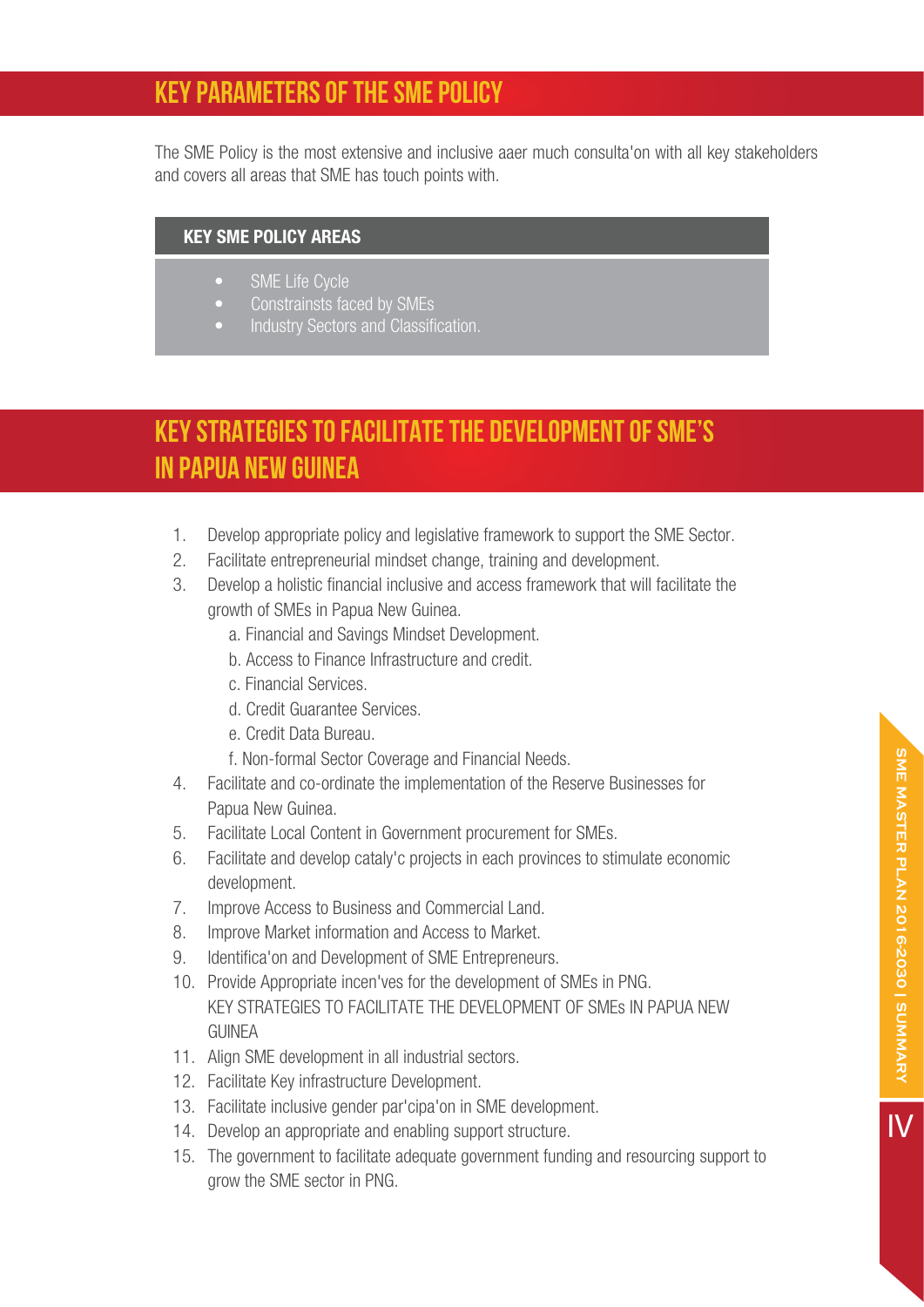## KEY PARAMETERS OF THE SME POLICY

The SME Policy is the most extensive and inclusive aaer much consulta'on with all key stakeholders and covers all areas that SME has touch points with.

**KEY SME POLICY AREAS**

- SME Life Cycle
- Constrainsts faced by SMEs
- Industry Sectors and Classification.

## KEY STRATEGIES TO FACILITATE THE DEVELOPMENT OF SME'S IN PAPUA NEW GUINEA

1. Develop appropriate policy and legislative framework to support the SME Sector.
2. Facilitate entrepreneurial mindset change, training and development.
3. Develop a holistic financial inclusive and access framework that will facilitate the growth of SMEs in Papua New Guinea.
   a. Financial and Savings Mindset Development.
   b. Access to Finance Infrastructure and credit.
   c. Financial Services.
   d. Credit Guarantee Services.
   e. Credit Data Bureau.
   f. Non-formal Sector Coverage and Financial Needs.
4. Facilitate and co-ordinate the implementation of the Reserve Businesses for Papua New Guinea.
5. Facilitate Local Content in Government procurement for SMEs.
6. Facilitate and develop cataly'c projects in each provinces to stimulate economic development.
7. Improve Access to Business and Commercial Land.
8. Improve Market information and Access to Market.
9. Identifica'on and Development of SME Entrepreneurs.
10. Provide Appropriate incen'ves for the development of SMEs in PNG.
    KEY STRATEGIES TO FACILITATE THE DEVELOPMENT OF SMEs IN PAPUA NEW GUINEA
11. Align SME development in all industrial sectors.
12. Facilitate Key infrastructure Development.
13. Facilitate inclusive gender par'cipa'on in SME development.
14. Develop an appropriate and enabling support structure.
15. The government to facilitate adequate government funding and resourcing support to grow the SME sector in PNG.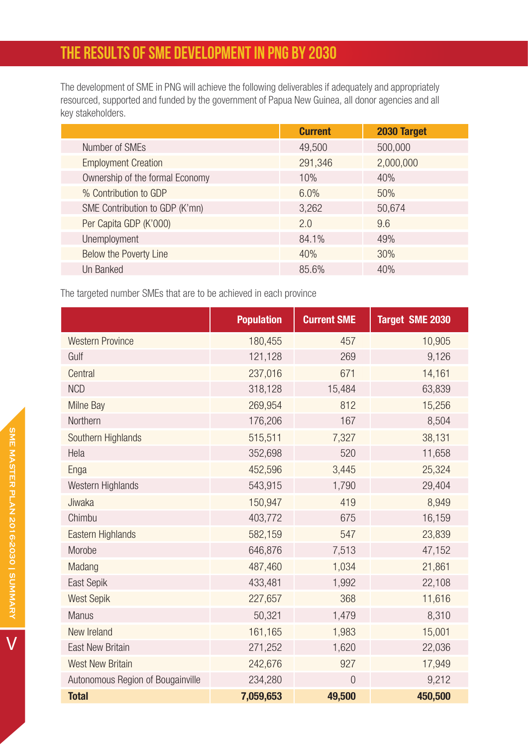# THE RESULTS OF SME DEVELOPMENT IN PNG BY 2030

The development of SME in PNG will achieve the following deliverables if adequately and appropriately resourced, supported and funded by the government of Papua New Guinea, all donor agencies and all key stakeholders.

| | Current | 2030 Target |
|---|---|---|
| Number of SMEs | 49,500 | 500,000 |
| Employment Creation | 291,346 | 2,000,000 |
| Ownership of the formal Economy | 10% | 40% |
| % Contribution to GDP | 6.0% | 50% |
| SME Contribution to GDP (K'mn) | 3,262 | 50,674 |
| Per Capita GDP (K'000) | 2.0 | 9.6 |
| Unemployment | 84.1% | 49% |
| Below the Poverty Line | 40% | 30% |
| Un Banked | 85.6% | 40% |

The targeted number SMEs that are to be achieved in each province

| | Population | Current SME | Target SME 2030 |
|---|---|---|---|
| Western Province | 180,455 | 457 | 10,905 |
| Gulf | 121,128 | 269 | 9,126 |
| Central | 237,016 | 671 | 14,161 |
| NCD | 318,128 | 15,484 | 63,839 |
| Milne Bay | 269,954 | 812 | 15,256 |
| Northern | 176,206 | 167 | 8,504 |
| Southern Highlands | 515,511 | 7,327 | 38,131 |
| Hela | 352,698 | 520 | 11,658 |
| Enga | 452,596 | 3,445 | 25,324 |
| Western Highlands | 543,915 | 1,790 | 29,404 |
| Jiwaka | 150,947 | 419 | 8,949 |
| Chimbu | 403,772 | 675 | 16,159 |
| Eastern Highlands | 582,159 | 547 | 23,839 |
| Morobe | 646,876 | 7,513 | 47,152 |
| Madang | 487,460 | 1,034 | 21,861 |
| East Sepik | 433,481 | 1,992 | 22,108 |
| West Sepik | 227,657 | 368 | 11,616 |
| Manus | 50,321 | 1,479 | 8,310 |
| New Ireland | 161,165 | 1,983 | 15,001 |
| East New Britain | 271,252 | 1,620 | 22,036 |
| West New Britain | 242,676 | 927 | 17,949 |
| Autonomous Region of Bougainville | 234,280 | 0 | 9,212 |
| **Total** | **7,059,653** | **49,500** | **450,500** |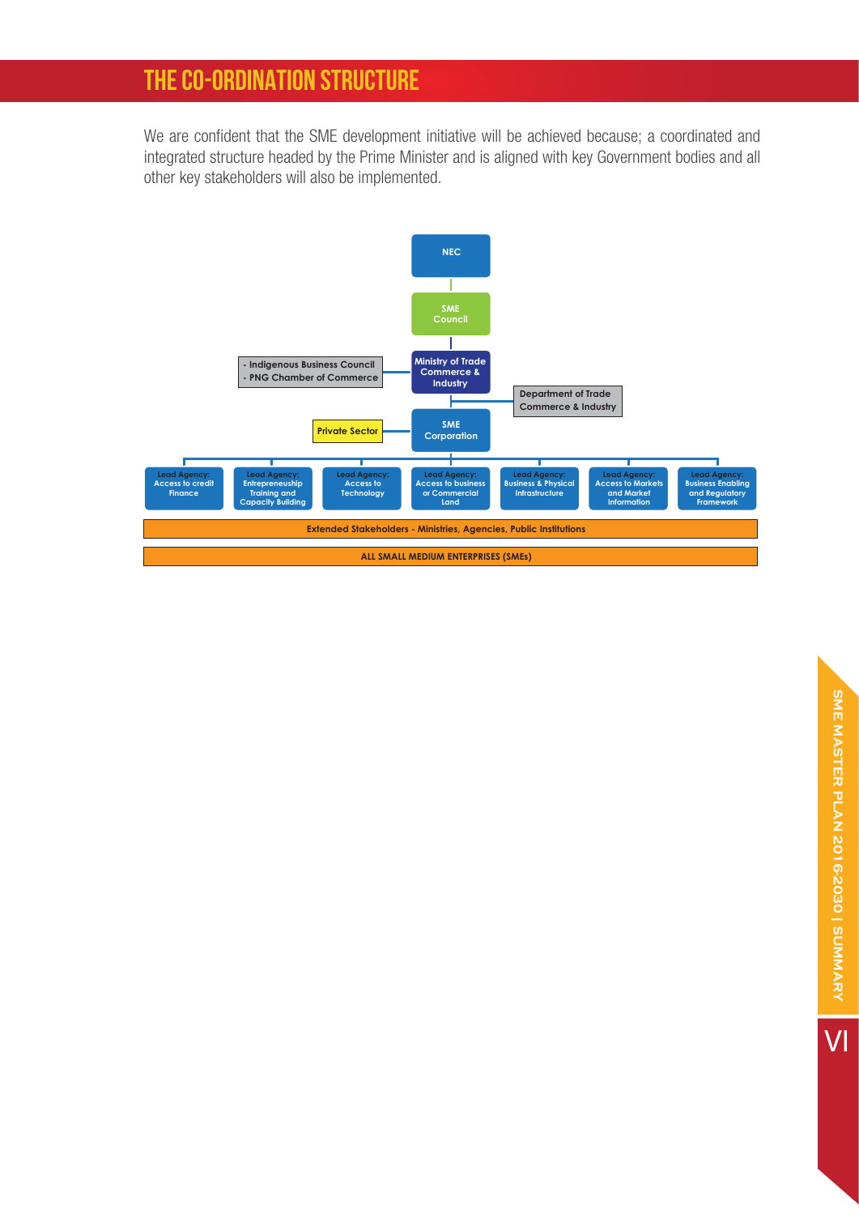# THE CO-ORDINATION STRUCTURE

We are confident that the SME development initiative will be achieved because; a coordinated and integrated structure headed by the Prime Minister and is aligned with key Government bodies and all other key stakeholders will also be implemented.

NEC

SME Council

Ministry of Trade Commerce & Industry

- Indigenous Business Council
- PNG Chamber of Commerce

Department of Trade Commerce & Industry

Private Sector

SME Corporation

Lead Agency: Access to credit Finance

Lead Agency: Entrepreneuship Training and Capacity Building

Lead Agency: Access to Technology

Lead Agency: Access to business or Commercial Land

Lead Agency: Business & Physical Infrastructure

Lead Agency: Access to Markets and Market Information

Lead Agency: Business Enabling and Regulatory Framework

Extended Stakeholders - Ministries, Agencies, Public Institutions

ALL SMALL MEDIUM ENTERPRISES (SMEs)